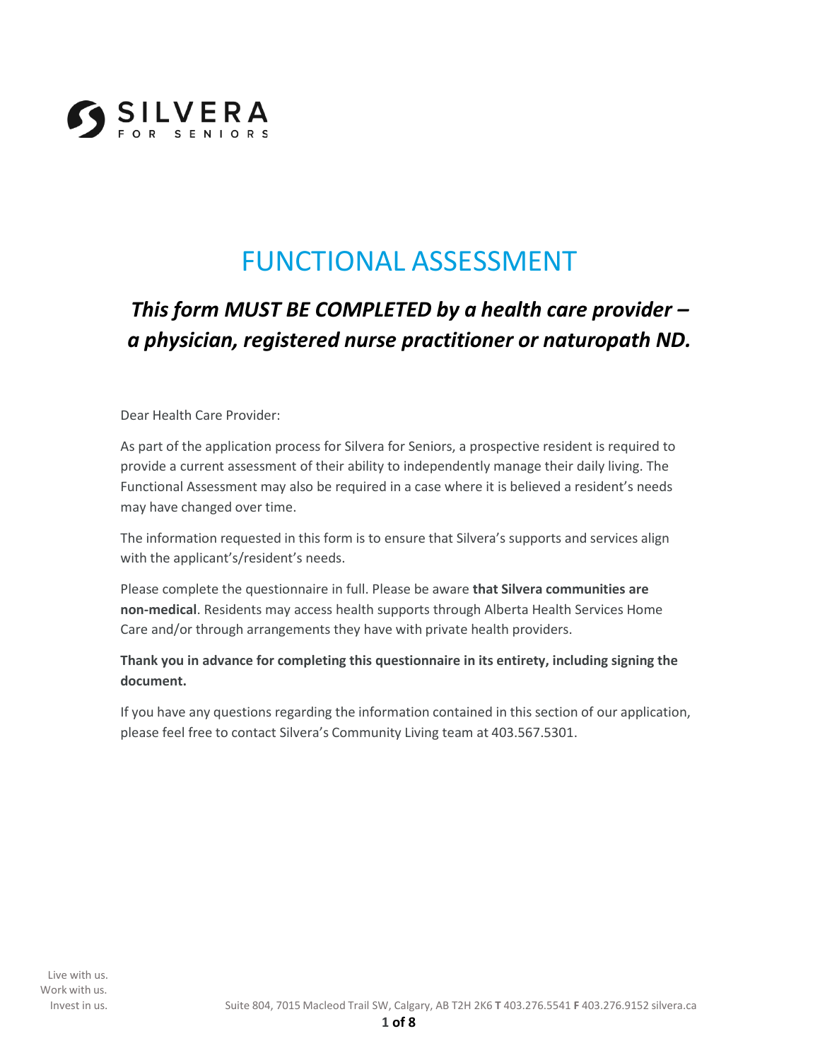SILVERA FOR SENIORS

# FUNCTIONAL ASSESSMENT

## *This form MUST BE COMPLETED by a health care provider – a physician, registered nurse practitioner or naturopath ND.*

Dear Health Care Provider:

As part of the application process for Silvera for Seniors, a prospective resident is required to provide a current assessment of their ability to independently manage their daily living. The Functional Assessment may also be required in a case where it is believed a resident's needs may have changed over time.

The information requested in this form is to ensure that Silvera's supports and services align with the applicant's/resident's needs.

Please complete the questionnaire in full. Please be aware **that Silvera communities are non-medical**. Residents may access health supports through Alberta Health Services Home Care and/or through arrangements they have with private health providers.

**Thank you in advance for completing this questionnaire in its entirety, including signing the document.**

If you have any questions regarding the information contained in this section of our application, please feel free to contact Silvera's Community Living team at 403.567.5301.

Live with us.
Work with us.
Invest in us.

Suite 804, 7015 Macleod Trail SW, Calgary, AB T2H 2K6 **T** 403.276.5541 **F** 403.276.9152 silvera.ca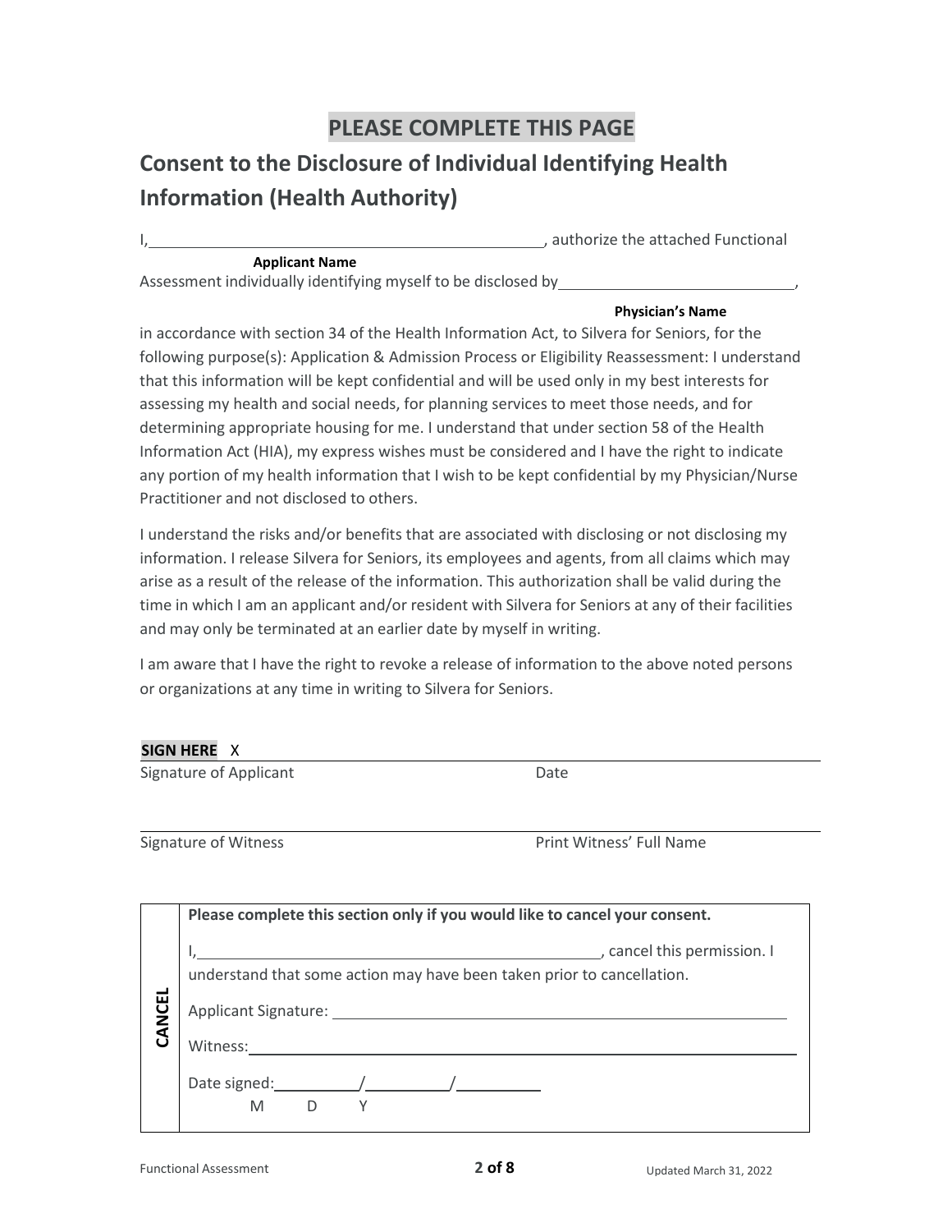**PLEASE COMPLETE THIS PAGE**

## Consent to the Disclosure of Individual Identifying Health Information (Health Authority)

I, \_\_\_\_\_\_\_\_\_\_\_\_\_\_\_\_\_\_\_\_\_\_\_\_\_\_\_\_\_\_\_\_\_\_\_\_\_\_\_\_, authorize the attached Functional
**Applicant Name**

Assessment individually identifying myself to be disclosed by \_\_\_\_\_\_\_\_\_\_\_\_\_\_\_\_\_\_\_\_\_\_\_\_\_\_\_\_,
**Physician's Name**

in accordance with section 34 of the Health Information Act, to Silvera for Seniors, for the following purpose(s): Application & Admission Process or Eligibility Reassessment: I understand that this information will be kept confidential and will be used only in my best interests for assessing my health and social needs, for planning services to meet those needs, and for determining appropriate housing for me. I understand that under section 58 of the Health Information Act (HIA), my express wishes must be considered and I have the right to indicate any portion of my health information that I wish to be kept confidential by my Physician/Nurse Practitioner and not disclosed to others.

I understand the risks and/or benefits that are associated with disclosing or not disclosing my information. I release Silvera for Seniors, its employees and agents, from all claims which may arise as a result of the release of the information. This authorization shall be valid during the time in which I am an applicant and/or resident with Silvera for Seniors at any of their facilities and may only be terminated at an earlier date by myself in writing.

I am aware that I have the right to revoke a release of information to the above noted persons or organizations at any time in writing to Silvera for Seniors.

**SIGN HERE** X \_\_\_\_\_\_\_\_\_\_\_\_\_\_\_\_\_\_\_\_\_\_\_\_\_\_\_\_\_\_\_\_\_\_\_\_\_\_\_\_
Signature of Applicant | Date

\_\_\_\_\_\_\_\_\_\_\_\_\_\_\_\_\_\_\_\_\_\_\_\_\_\_\_\_\_\_\_\_\_\_\_\_\_\_\_\_
Signature of Witness | Print Witness' Full Name

| **CANCEL** | **Please complete this section only if you would like to cancel your consent.** |
|---|---|
| | I, \_\_\_\_\_\_\_\_\_\_\_\_\_\_\_\_\_\_\_\_\_\_\_\_\_\_\_\_\_\_\_\_\_\_\_\_\_\_\_\_, cancel this permission. I understand that some action may have been taken prior to cancellation. |
| | Applicant Signature: \_\_\_\_\_\_\_\_\_\_\_\_\_\_\_\_\_\_\_\_\_\_\_\_\_\_\_\_\_\_\_\_ |
| | Witness: \_\_\_\_\_\_\_\_\_\_\_\_\_\_\_\_\_\_\_\_\_\_\_\_\_\_\_\_\_\_\_\_\_\_\_\_\_\_\_\_ |
| | Date signed: \_\_\_\_\_\_\_\_/\_\_\_\_\_\_\_\_/\_\_\_\_\_\_\_\_ (M / D / Y) |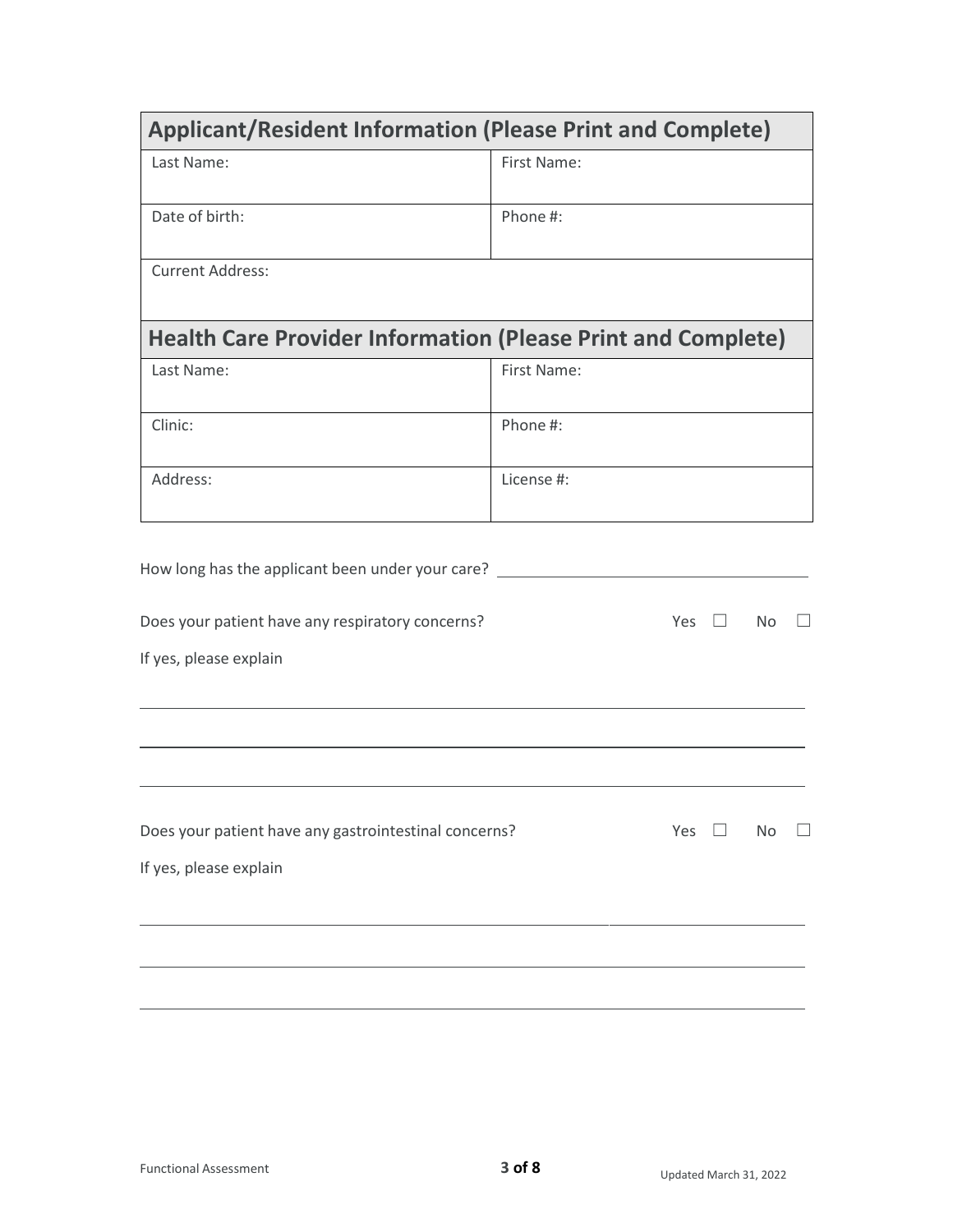| Applicant/Resident Information (Please Print and Complete) | |
|---|---|
| Last Name: | First Name: |
| Date of birth: | Phone #: |
| Current Address: | |

| Health Care Provider Information (Please Print and Complete) | |
|---|---|
| Last Name: | First Name: |
| Clinic: | Phone #: |
| Address: | License #: |

How long has the applicant been under your care? ____________________

Does your patient have any respiratory concerns? Yes ☐ No ☐

If yes, please explain

______________________________________________________________________

______________________________________________________________________

______________________________________________________________________

Does your patient have any gastrointestinal concerns? Yes ☐ No ☐

If yes, please explain

______________________________________________________________________

______________________________________________________________________

______________________________________________________________________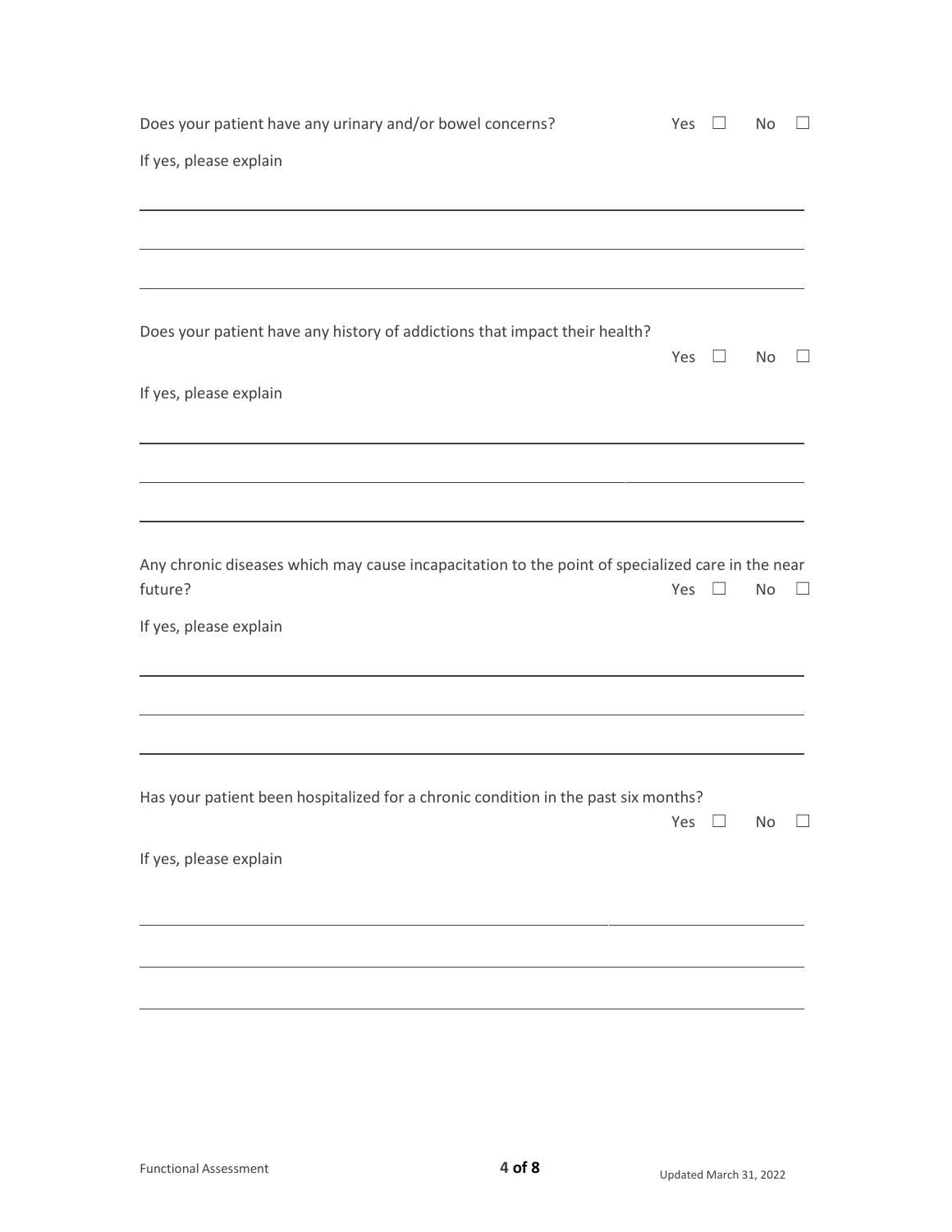Does your patient have any urinary and/or bowel concerns? Yes ☐ No ☐

If yes, please explain

\_\_\_\_\_\_\_\_\_\_\_\_\_\_\_\_\_\_\_\_\_\_\_\_\_\_\_\_\_\_\_\_\_\_\_\_\_\_\_\_\_\_\_\_\_\_\_\_\_\_\_\_\_\_\_\_\_\_\_\_\_\_\_\_\_\_

\_\_\_\_\_\_\_\_\_\_\_\_\_\_\_\_\_\_\_\_\_\_\_\_\_\_\_\_\_\_\_\_\_\_\_\_\_\_\_\_\_\_\_\_\_\_\_\_\_\_\_\_\_\_\_\_\_\_\_\_\_\_\_\_\_\_

\_\_\_\_\_\_\_\_\_\_\_\_\_\_\_\_\_\_\_\_\_\_\_\_\_\_\_\_\_\_\_\_\_\_\_\_\_\_\_\_\_\_\_\_\_\_\_\_\_\_\_\_\_\_\_\_\_\_\_\_\_\_\_\_\_\_

Does your patient have any history of addictions that impact their health? Yes ☐ No ☐

If yes, please explain

\_\_\_\_\_\_\_\_\_\_\_\_\_\_\_\_\_\_\_\_\_\_\_\_\_\_\_\_\_\_\_\_\_\_\_\_\_\_\_\_\_\_\_\_\_\_\_\_\_\_\_\_\_\_\_\_\_\_\_\_\_\_\_\_\_\_

\_\_\_\_\_\_\_\_\_\_\_\_\_\_\_\_\_\_\_\_\_\_\_\_\_\_\_\_\_\_\_\_\_\_\_\_\_\_\_\_\_\_\_\_\_\_\_\_\_\_\_\_\_\_\_\_\_\_\_\_\_\_\_\_\_\_

\_\_\_\_\_\_\_\_\_\_\_\_\_\_\_\_\_\_\_\_\_\_\_\_\_\_\_\_\_\_\_\_\_\_\_\_\_\_\_\_\_\_\_\_\_\_\_\_\_\_\_\_\_\_\_\_\_\_\_\_\_\_\_\_\_\_

Any chronic diseases which may cause incapacitation to the point of specialized care in the near future? Yes ☐ No ☐

If yes, please explain

\_\_\_\_\_\_\_\_\_\_\_\_\_\_\_\_\_\_\_\_\_\_\_\_\_\_\_\_\_\_\_\_\_\_\_\_\_\_\_\_\_\_\_\_\_\_\_\_\_\_\_\_\_\_\_\_\_\_\_\_\_\_\_\_\_\_

\_\_\_\_\_\_\_\_\_\_\_\_\_\_\_\_\_\_\_\_\_\_\_\_\_\_\_\_\_\_\_\_\_\_\_\_\_\_\_\_\_\_\_\_\_\_\_\_\_\_\_\_\_\_\_\_\_\_\_\_\_\_\_\_\_\_

\_\_\_\_\_\_\_\_\_\_\_\_\_\_\_\_\_\_\_\_\_\_\_\_\_\_\_\_\_\_\_\_\_\_\_\_\_\_\_\_\_\_\_\_\_\_\_\_\_\_\_\_\_\_\_\_\_\_\_\_\_\_\_\_\_\_

Has your patient been hospitalized for a chronic condition in the past six months? Yes ☐ No ☐

If yes, please explain

\_\_\_\_\_\_\_\_\_\_\_\_\_\_\_\_\_\_\_\_\_\_\_\_\_\_\_\_\_\_\_\_\_\_\_\_\_\_\_\_\_\_\_\_\_\_\_\_\_\_\_\_\_\_\_\_\_\_\_\_\_\_\_\_\_\_

\_\_\_\_\_\_\_\_\_\_\_\_\_\_\_\_\_\_\_\_\_\_\_\_\_\_\_\_\_\_\_\_\_\_\_\_\_\_\_\_\_\_\_\_\_\_\_\_\_\_\_\_\_\_\_\_\_\_\_\_\_\_\_\_\_\_

\_\_\_\_\_\_\_\_\_\_\_\_\_\_\_\_\_\_\_\_\_\_\_\_\_\_\_\_\_\_\_\_\_\_\_\_\_\_\_\_\_\_\_\_\_\_\_\_\_\_\_\_\_\_\_\_\_\_\_\_\_\_\_\_\_\_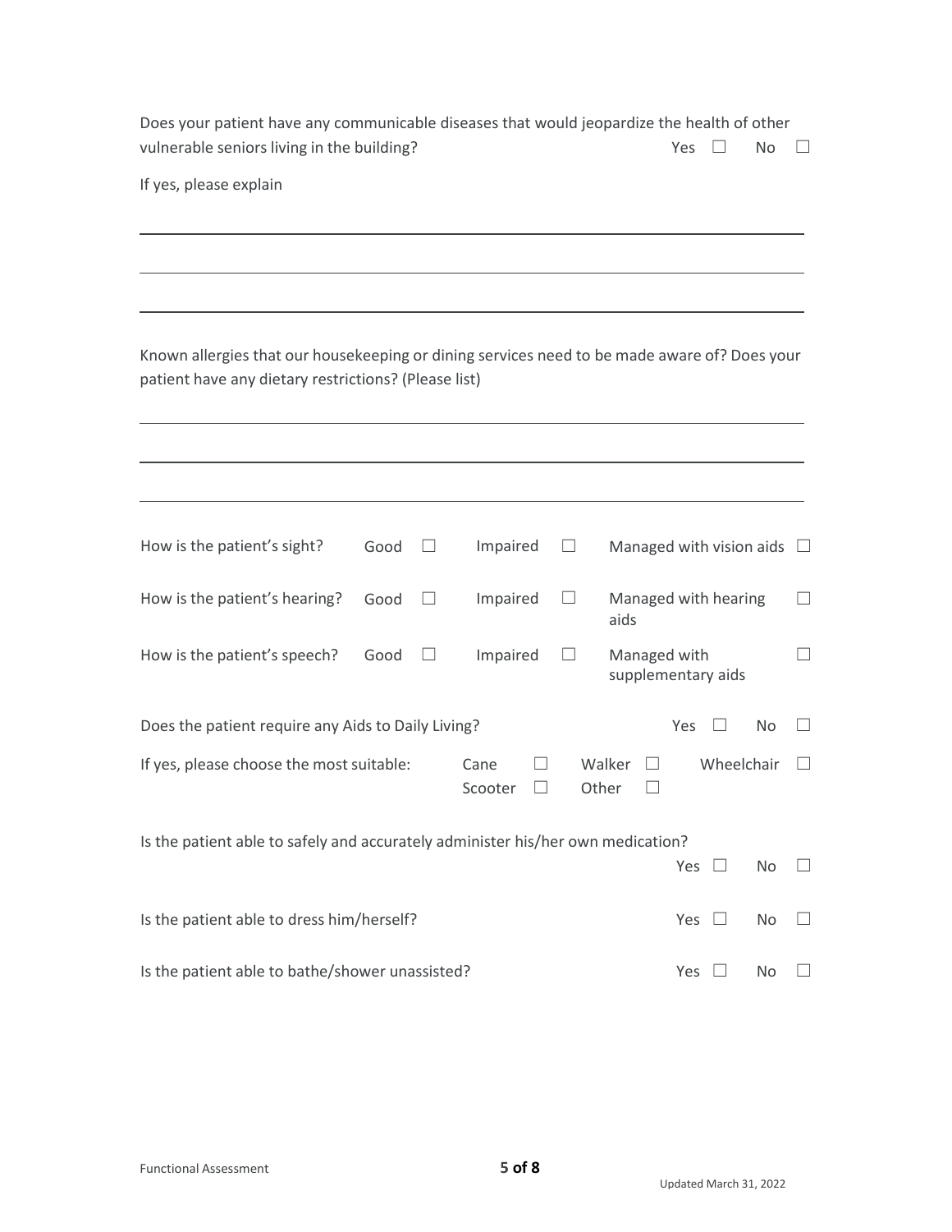Does your patient have any communicable diseases that would jeopardize the health of other vulnerable seniors living in the building? Yes ☐ No ☐

If yes, please explain

\_\_\_\_\_\_\_\_\_\_\_\_\_\_\_\_\_\_\_\_\_\_\_\_\_\_\_\_\_\_\_\_\_\_\_\_\_\_\_\_\_\_\_\_\_\_\_\_\_\_\_\_\_\_\_\_\_\_\_\_\_\_\_\_\_\_\_\_\_\_\_\_

\_\_\_\_\_\_\_\_\_\_\_\_\_\_\_\_\_\_\_\_\_\_\_\_\_\_\_\_\_\_\_\_\_\_\_\_\_\_\_\_\_\_\_\_\_\_\_\_\_\_\_\_\_\_\_\_\_\_\_\_\_\_\_\_\_\_\_\_\_\_\_\_

\_\_\_\_\_\_\_\_\_\_\_\_\_\_\_\_\_\_\_\_\_\_\_\_\_\_\_\_\_\_\_\_\_\_\_\_\_\_\_\_\_\_\_\_\_\_\_\_\_\_\_\_\_\_\_\_\_\_\_\_\_\_\_\_\_\_\_\_\_\_\_\_

Known allergies that our housekeeping or dining services need to be made aware of? Does your patient have any dietary restrictions? (Please list)

\_\_\_\_\_\_\_\_\_\_\_\_\_\_\_\_\_\_\_\_\_\_\_\_\_\_\_\_\_\_\_\_\_\_\_\_\_\_\_\_\_\_\_\_\_\_\_\_\_\_\_\_\_\_\_\_\_\_\_\_\_\_\_\_\_\_\_\_\_\_\_\_

\_\_\_\_\_\_\_\_\_\_\_\_\_\_\_\_\_\_\_\_\_\_\_\_\_\_\_\_\_\_\_\_\_\_\_\_\_\_\_\_\_\_\_\_\_\_\_\_\_\_\_\_\_\_\_\_\_\_\_\_\_\_\_\_\_\_\_\_\_\_\_\_

\_\_\_\_\_\_\_\_\_\_\_\_\_\_\_\_\_\_\_\_\_\_\_\_\_\_\_\_\_\_\_\_\_\_\_\_\_\_\_\_\_\_\_\_\_\_\_\_\_\_\_\_\_\_\_\_\_\_\_\_\_\_\_\_\_\_\_\_\_\_\_\_

| | | | |
|---|---|---|---|
| How is the patient's sight? | Good ☐ | Impaired ☐ | Managed with vision aids ☐ |
| How is the patient's hearing? | Good ☐ | Impaired ☐ | Managed with hearing aids ☐ |
| How is the patient's speech? | Good ☐ | Impaired ☐ | Managed with supplementary aids ☐ |

Does the patient require any Aids to Daily Living? Yes ☐ No ☐

If yes, please choose the most suitable: Cane ☐ Walker ☐ Wheelchair ☐ Scooter ☐ Other ☐

Is the patient able to safely and accurately administer his/her own medication? Yes ☐ No ☐

Is the patient able to dress him/herself? Yes ☐ No ☐

Is the patient able to bathe/shower unassisted? Yes ☐ No ☐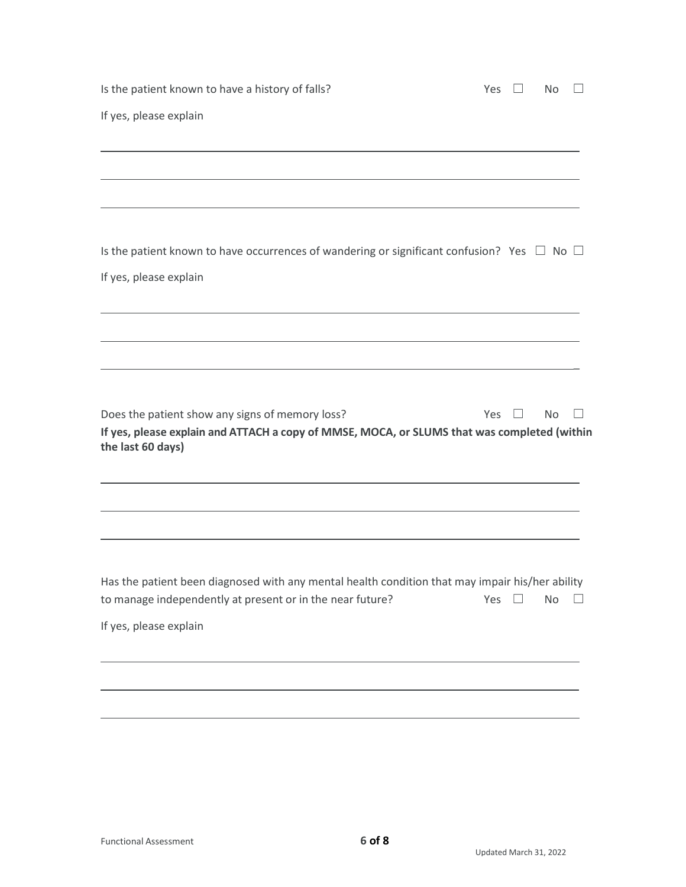Is the patient known to have a history of falls? Yes ☐ No ☐

If yes, please explain

\_\_\_\_\_\_\_\_\_\_\_\_\_\_\_\_\_\_\_\_\_\_\_\_\_\_\_\_\_\_\_\_\_\_\_\_\_\_\_\_\_\_\_\_\_\_\_\_\_\_\_\_\_\_\_\_\_\_\_\_\_\_\_\_\_\_\_\_\_\_\_\_\_\_\_\_

\_\_\_\_\_\_\_\_\_\_\_\_\_\_\_\_\_\_\_\_\_\_\_\_\_\_\_\_\_\_\_\_\_\_\_\_\_\_\_\_\_\_\_\_\_\_\_\_\_\_\_\_\_\_\_\_\_\_\_\_\_\_\_\_\_\_\_\_\_\_\_\_\_\_\_\_

\_\_\_\_\_\_\_\_\_\_\_\_\_\_\_\_\_\_\_\_\_\_\_\_\_\_\_\_\_\_\_\_\_\_\_\_\_\_\_\_\_\_\_\_\_\_\_\_\_\_\_\_\_\_\_\_\_\_\_\_\_\_\_\_\_\_\_\_\_\_\_\_\_\_\_\_

Is the patient known to have occurrences of wandering or significant confusion? Yes ☐ No ☐

If yes, please explain

\_\_\_\_\_\_\_\_\_\_\_\_\_\_\_\_\_\_\_\_\_\_\_\_\_\_\_\_\_\_\_\_\_\_\_\_\_\_\_\_\_\_\_\_\_\_\_\_\_\_\_\_\_\_\_\_\_\_\_\_\_\_\_\_\_\_\_\_\_\_\_\_\_\_\_\_

\_\_\_\_\_\_\_\_\_\_\_\_\_\_\_\_\_\_\_\_\_\_\_\_\_\_\_\_\_\_\_\_\_\_\_\_\_\_\_\_\_\_\_\_\_\_\_\_\_\_\_\_\_\_\_\_\_\_\_\_\_\_\_\_\_\_\_\_\_\_\_\_\_\_\_\_

\_\_\_\_\_\_\_\_\_\_\_\_\_\_\_\_\_\_\_\_\_\_\_\_\_\_\_\_\_\_\_\_\_\_\_\_\_\_\_\_\_\_\_\_\_\_\_\_\_\_\_\_\_\_\_\_\_\_\_\_\_\_\_\_\_\_\_\_\_\_\_\_\_\_\_\_

Does the patient show any signs of memory loss? Yes ☐ No ☐

**If yes, please explain and ATTACH a copy of MMSE, MOCA, or SLUMS that was completed (within the last 60 days)**

\_\_\_\_\_\_\_\_\_\_\_\_\_\_\_\_\_\_\_\_\_\_\_\_\_\_\_\_\_\_\_\_\_\_\_\_\_\_\_\_\_\_\_\_\_\_\_\_\_\_\_\_\_\_\_\_\_\_\_\_\_\_\_\_\_\_\_\_\_\_\_\_\_\_\_\_

\_\_\_\_\_\_\_\_\_\_\_\_\_\_\_\_\_\_\_\_\_\_\_\_\_\_\_\_\_\_\_\_\_\_\_\_\_\_\_\_\_\_\_\_\_\_\_\_\_\_\_\_\_\_\_\_\_\_\_\_\_\_\_\_\_\_\_\_\_\_\_\_\_\_\_\_

\_\_\_\_\_\_\_\_\_\_\_\_\_\_\_\_\_\_\_\_\_\_\_\_\_\_\_\_\_\_\_\_\_\_\_\_\_\_\_\_\_\_\_\_\_\_\_\_\_\_\_\_\_\_\_\_\_\_\_\_\_\_\_\_\_\_\_\_\_\_\_\_\_\_\_\_

Has the patient been diagnosed with any mental health condition that may impair his/her ability to manage independently at present or in the near future? Yes ☐ No ☐

If yes, please explain

\_\_\_\_\_\_\_\_\_\_\_\_\_\_\_\_\_\_\_\_\_\_\_\_\_\_\_\_\_\_\_\_\_\_\_\_\_\_\_\_\_\_\_\_\_\_\_\_\_\_\_\_\_\_\_\_\_\_\_\_\_\_\_\_\_\_\_\_\_\_\_\_\_\_\_\_

\_\_\_\_\_\_\_\_\_\_\_\_\_\_\_\_\_\_\_\_\_\_\_\_\_\_\_\_\_\_\_\_\_\_\_\_\_\_\_\_\_\_\_\_\_\_\_\_\_\_\_\_\_\_\_\_\_\_\_\_\_\_\_\_\_\_\_\_\_\_\_\_\_\_\_\_

\_\_\_\_\_\_\_\_\_\_\_\_\_\_\_\_\_\_\_\_\_\_\_\_\_\_\_\_\_\_\_\_\_\_\_\_\_\_\_\_\_\_\_\_\_\_\_\_\_\_\_\_\_\_\_\_\_\_\_\_\_\_\_\_\_\_\_\_\_\_\_\_\_\_\_\_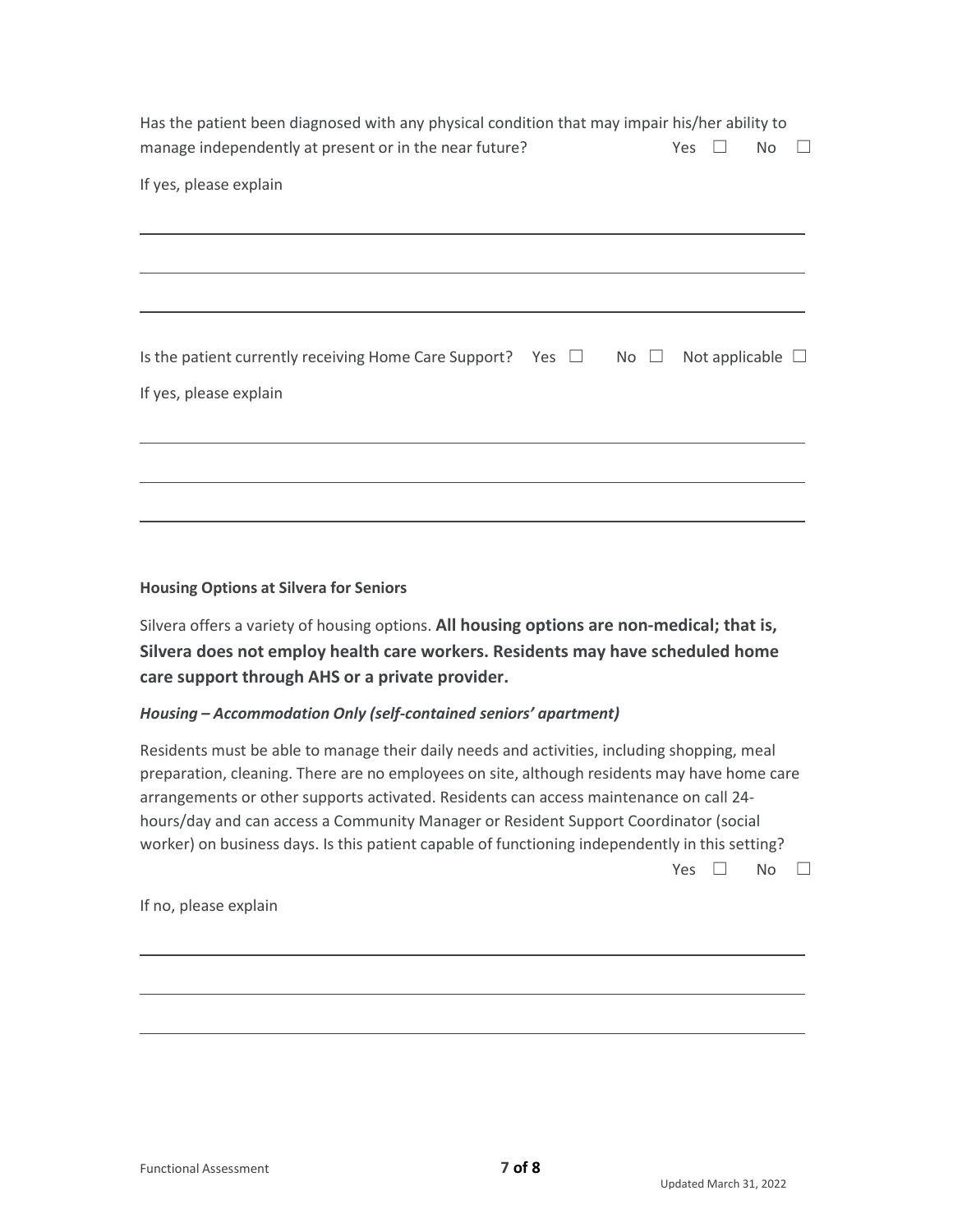Has the patient been diagnosed with any physical condition that may impair his/her ability to manage independently at present or in the near future? Yes ☐ No ☐

If yes, please explain

_______________________________________________________________________________

_______________________________________________________________________________

_______________________________________________________________________________

Is the patient currently receiving Home Care Support? Yes ☐ No ☐ Not applicable ☐

If yes, please explain

_______________________________________________________________________________

_______________________________________________________________________________

_______________________________________________________________________________

**Housing Options at Silvera for Seniors**

Silvera offers a variety of housing options. **All housing options are non-medical; that is, Silvera does not employ health care workers. Residents may have scheduled home care support through AHS or a private provider.**

***Housing – Accommodation Only (self-contained seniors' apartment)***

Residents must be able to manage their daily needs and activities, including shopping, meal preparation, cleaning. There are no employees on site, although residents may have home care arrangements or other supports activated. Residents can access maintenance on call 24-hours/day and can access a Community Manager or Resident Support Coordinator (social worker) on business days. Is this patient capable of functioning independently in this setting? Yes ☐ No ☐

If no, please explain

_______________________________________________________________________________

_______________________________________________________________________________

_______________________________________________________________________________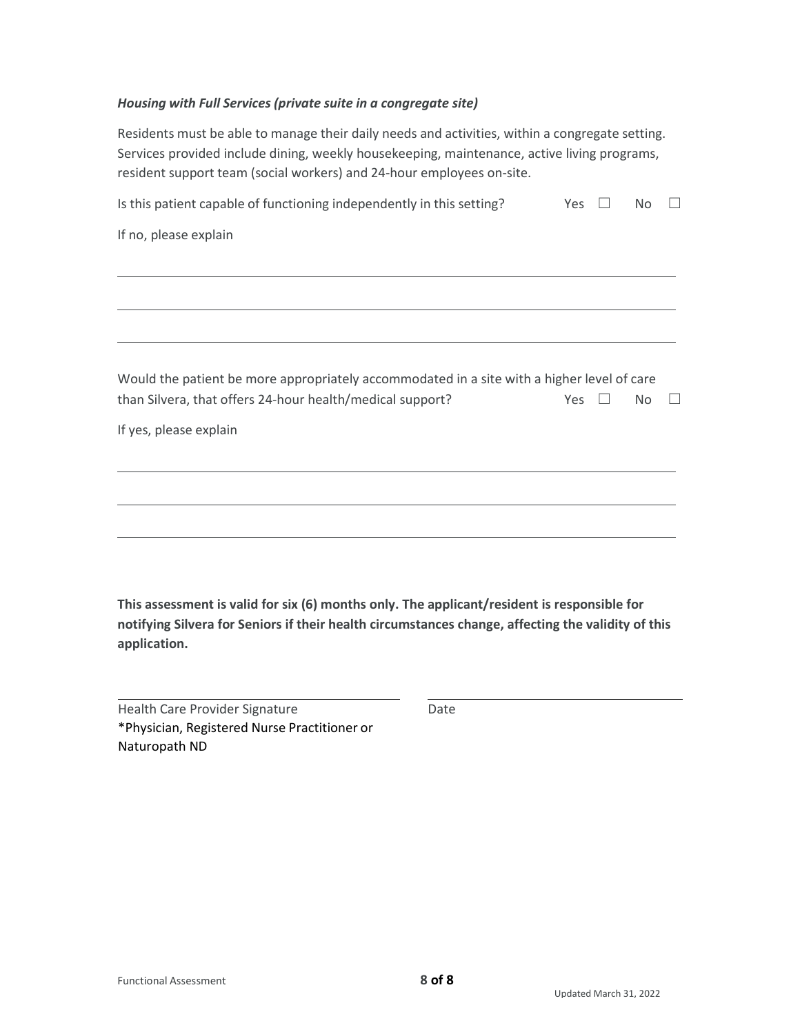***Housing with Full Services (private suite in a congregate site)***

Residents must be able to manage their daily needs and activities, within a congregate setting. Services provided include dining, weekly housekeeping, maintenance, active living programs, resident support team (social workers) and 24-hour employees on-site.

Is this patient capable of functioning independently in this setting? Yes ☐ No ☐

If no, please explain

______________________________________________________________________

______________________________________________________________________

______________________________________________________________________

Would the patient be more appropriately accommodated in a site with a higher level of care than Silvera, that offers 24-hour health/medical support? Yes ☐ No ☐

If yes, please explain

______________________________________________________________________

______________________________________________________________________

______________________________________________________________________

**This assessment is valid for six (6) months only. The applicant/resident is responsible for notifying Silvera for Seniors if their health circumstances change, affecting the validity of this application.**

______________________________ ______________________________

Health Care Provider Signature
*Physician, Registered Nurse Practitioner or Naturopath ND

Date

Updated March 31, 2022